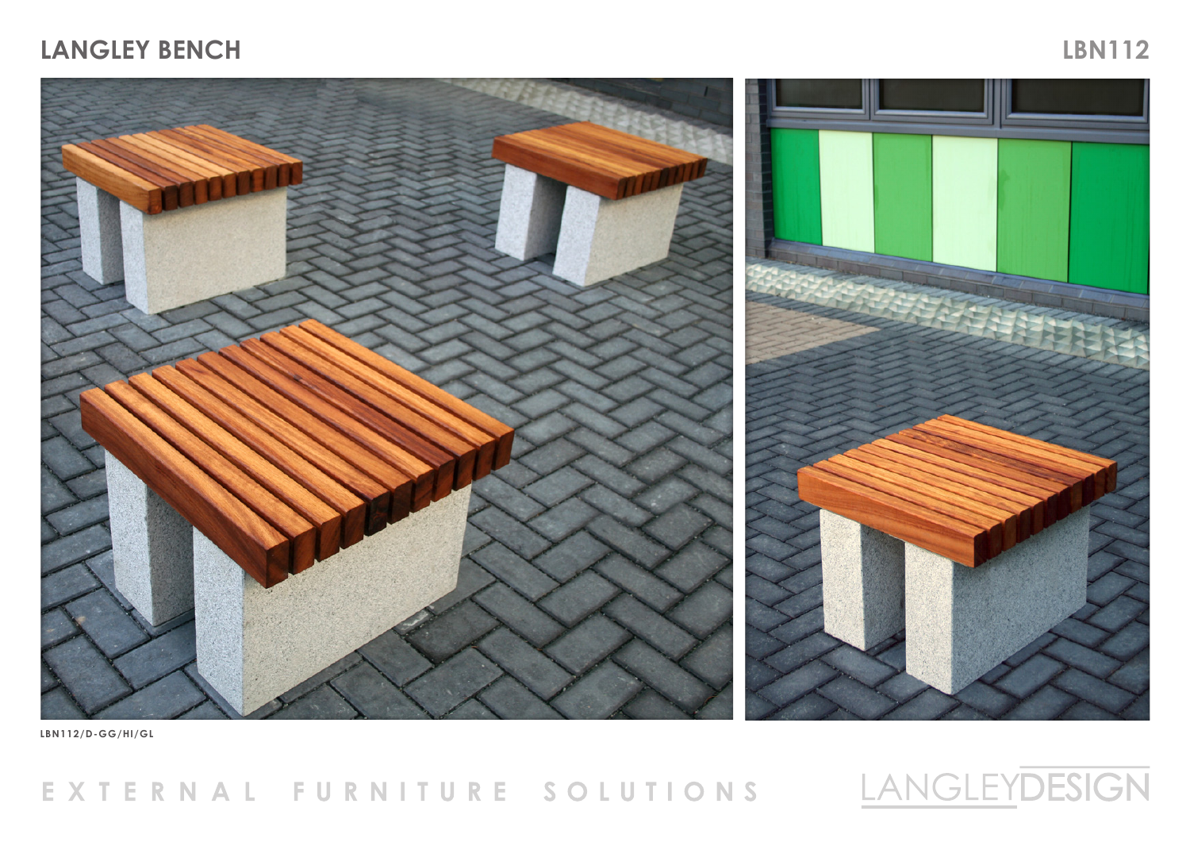# LANGLEY BENCH

LBN112

LBN112/D-GG/HI/GL

EXTERNAL FURNITURE SOLUTIONS

LANGLEYDESIGN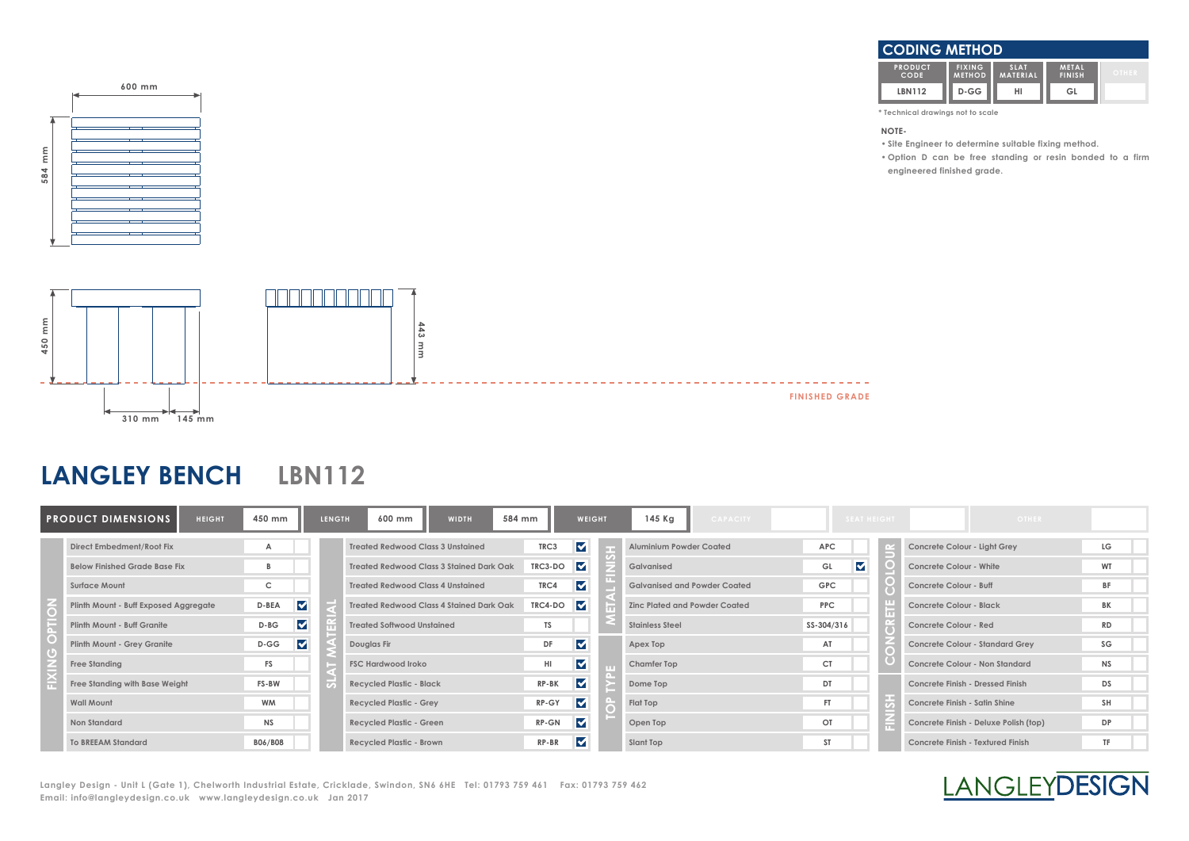600 mm

584 mm

450 mm

443 mm

310 mm

145 mm

FINISHED GRADE

## CODING METHOD

| PRODUCT CODE | FIXING METHOD | SLAT MATERIAL | METAL FINISH | OTHER |
|---|---|---|---|---|
| LBN112 | D-GG | HI | GL | |

\* Technical drawings not to scale

**NOTE-**

- Site Engineer to determine suitable fixing method.
- Option D can be free standing or resin bonded to a firm engineered finished grade.

# LANGLEY BENCH LBN112

| PRODUCT DIMENSIONS | | | | | | | | |
|---|---|---|---|---|---|---|---|---|
| HEIGHT | 450 mm | LENGTH | 600 mm | WIDTH | 584 mm | WEIGHT | 145 Kg | CAPACITY |
| SEAT HEIGHT | | OTHER | | | | | | |

**FIXING OPTION**

| Option | Code | Selected |
|---|---|---|
| Direct Embedment/Root Fix | A | |
| Below Finished Grade Base Fix | B | |
| Surface Mount | C | |
| Plinth Mount - Buff Exposed Aggregate | D-BEA | ☑ |
| Plinth Mount - Buff Granite | D-BG | ☑ |
| Plinth Mount - Grey Granite | D-GG | ☑ |
| Free Standing | FS | |
| Free Standing with Base Weight | FS-BW | |
| Wall Mount | WM | |
| Non Standard | NS | |
| To BREEAM Standard | B06/B08 | |

**SLAT MATERIAL**

| Option | Code | Selected |
|---|---|---|
| Treated Redwood Class 3 Unstained | TRC3 | ☑ |
| Treated Redwood Class 3 Stained Dark Oak | TRC3-DO | ☑ |
| Treated Redwood Class 4 Unstained | TRC4 | ☑ |
| Treated Redwood Class 4 Stained Dark Oak | TRC4-DO | ☑ |
| Treated Softwood Unstained | TS | |
| Douglas Fir | DF | ☑ |
| FSC Hardwood Iroko | HI | ☑ |
| Recycled Plastic - Black | RP-BK | ☑ |
| Recycled Plastic - Grey | RP-GY | ☑ |
| Recycled Plastic - Green | RP-GN | ☑ |
| Recycled Plastic - Brown | RP-BR | ☑ |

**METAL FINISH**

| Option | Code | Selected |
|---|---|---|
| Aluminium Powder Coated | APC | |
| Galvanised | GL | ☑ |
| Galvanised and Powder Coated | GPC | |
| Zinc Plated and Powder Coated | PPC | |
| Stainless Steel | SS-304/316 | |

**TOP TYPE**

| Option | Code | Selected |
|---|---|---|
| Apex Top | AT | |
| Chamfer Top | CT | |
| Dome Top | DT | |
| Flat Top | FT | |
| Open Top | OT | |
| Slant Top | ST | |

**CONCRETE COLOUR**

| Option | Code | Selected |
|---|---|---|
| Concrete Colour - Light Grey | LG | |
| Concrete Colour - White | WT | |
| Concrete Colour - Buff | BF | |
| Concrete Colour - Black | BK | |
| Concrete Colour - Red | RD | |
| Concrete Colour - Standard Grey | SG | |
| Concrete Colour - Non Standard | NS | |

**FINISH**

| Option | Code | Selected |
|---|---|---|
| Concrete Finish - Dressed Finish | DS | |
| Concrete Finish - Satin Shine | SH | |
| Concrete Finish - Deluxe Polish (top) | DP | |
| Concrete Finish - Textured Finish | TF | |

Langley Design - Unit L (Gate 1), Chelworth Industrial Estate, Cricklade, Swindon, SN6 6HE Tel: 01793 759 461 Fax: 01793 759 462
Email: info@langleydesign.co.uk www.langleydesign.co.uk Jan 2017

LANGLEYDESIGN